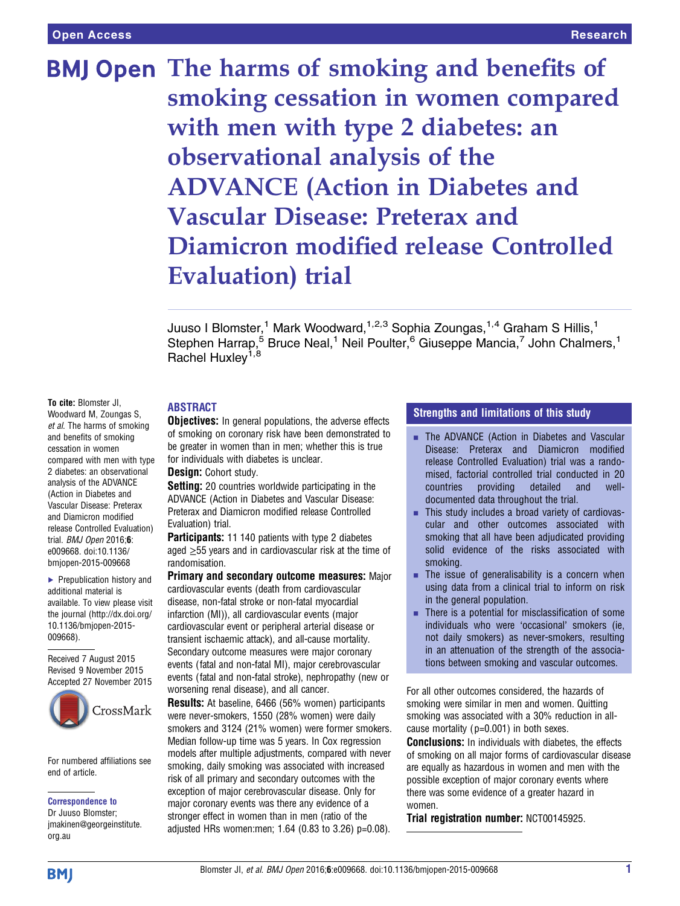Open Access | Research

# The harms of smoking and benefits of smoking cessation in women compared with men with type 2 diabetes: an observational analysis of the ADVANCE (Action in Diabetes and Vascular Disease: Preterax and Diamicron modified release Controlled Evaluation) trial

Juuso I Blomster,[1] Mark Woodward,[1,2,3] Sophia Zoungas,[1,4] Graham S Hillis,[1] Stephen Harrap,[5] Bruce Neal,[1] Neil Poulter,[6] Giuseppe Mancia,[7] John Chalmers,[1] Rachel Huxley[1,8]

**To cite:** Blomster JI, Woodward M, Zoungas S, *et al*. The harms of smoking and benefits of smoking cessation in women compared with men with type 2 diabetes: an observational analysis of the ADVANCE (Action in Diabetes and Vascular Disease: Preterax and Diamicron modified release Controlled Evaluation) trial. *BMJ Open* 2016;**6**: e009668. doi:10.1136/bmjopen-2015-009668

▸ Prepublication history and additional material is available. To view please visit the journal (http://dx.doi.org/10.1136/bmjopen-2015-009668).

Received 7 August 2015
Revised 9 November 2015
Accepted 27 November 2015

For numbered affiliations see end of article.

**Correspondence to**
Dr Juuso Blomster; jmakinen@georgeinstitute.org.au

## ABSTRACT

**Objectives:** In general populations, the adverse effects of smoking on coronary risk have been demonstrated to be greater in women than in men; whether this is true for individuals with diabetes is unclear.

**Design:** Cohort study.

**Setting:** 20 countries worldwide participating in the ADVANCE (Action in Diabetes and Vascular Disease: Preterax and Diamicron modified release Controlled Evaluation) trial.

**Participants:** 11 140 patients with type 2 diabetes aged ≥55 years and in cardiovascular risk at the time of randomisation.

**Primary and secondary outcome measures:** Major cardiovascular events (death from cardiovascular disease, non-fatal stroke or non-fatal myocardial infarction (MI)), all cardiovascular events (major cardiovascular event or peripheral arterial disease or transient ischaemic attack), and all-cause mortality. Secondary outcome measures were major coronary events (fatal and non-fatal MI), major cerebrovascular events (fatal and non-fatal stroke), nephropathy (new or worsening renal disease), and all cancer.

**Results:** At baseline, 6466 (56% women) participants were never-smokers, 1550 (28% women) were daily smokers and 3124 (21% women) were former smokers. Median follow-up time was 5 years. In Cox regression models after multiple adjustments, compared with never smoking, daily smoking was associated with increased risk of all primary and secondary outcomes with the exception of major cerebrovascular disease. Only for major coronary events was there any evidence of a stronger effect in women than in men (ratio of the adjusted HRs women:men; 1.64 (0.83 to 3.26) p=0.08). For all other outcomes considered, the hazards of smoking were similar in men and women. Quitting smoking was associated with a 30% reduction in all-cause mortality (p=0.001) in both sexes.

**Conclusions:** In individuals with diabetes, the effects of smoking on all major forms of cardiovascular disease are equally as hazardous in women and men with the possible exception of major coronary events where there was some evidence of a greater hazard in women.

**Trial registration number:** NCT00145925.

### Strengths and limitations of this study

- The ADVANCE (Action in Diabetes and Vascular Disease: Preterax and Diamicron modified release Controlled Evaluation) trial was a randomised, factorial controlled trial conducted in 20 countries providing detailed and well-documented data throughout the trial.
- This study includes a broad variety of cardiovascular and other outcomes associated with smoking that all have been adjudicated providing solid evidence of the risks associated with smoking.
- The issue of generalisability is a concern when using data from a clinical trial to inform on risk in the general population.
- There is a potential for misclassification of some individuals who were 'occasional' smokers (ie, not daily smokers) as never-smokers, resulting in an attenuation of the strength of the associations between smoking and vascular outcomes.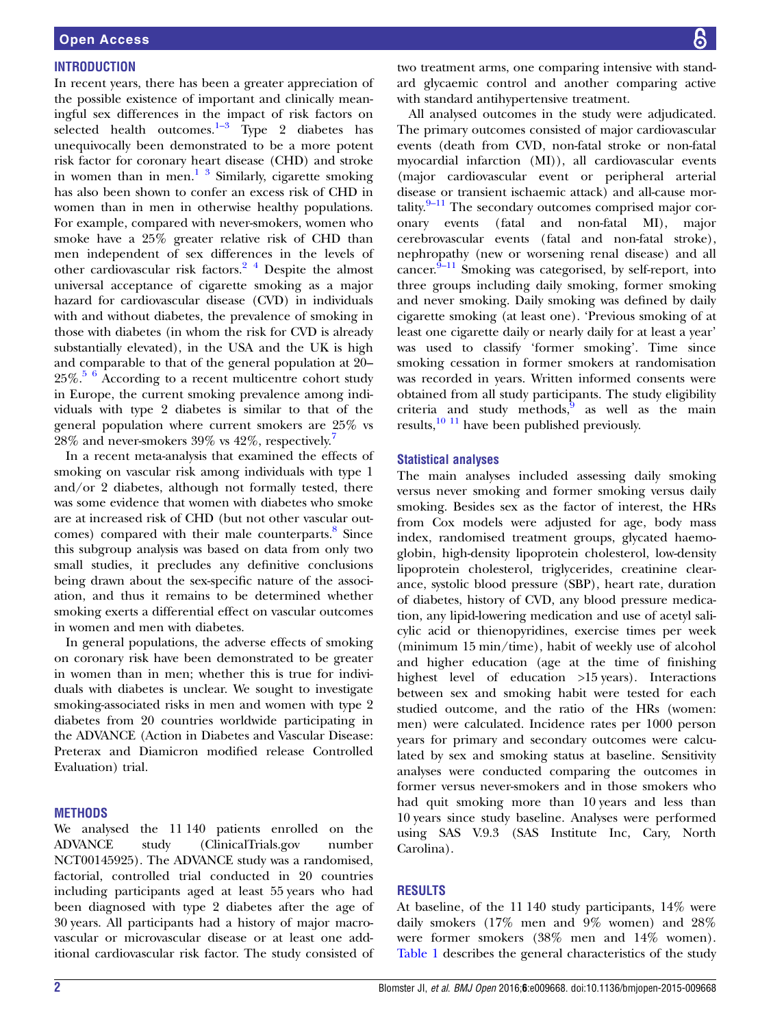## INTRODUCTION

In recent years, there has been a greater appreciation of the possible existence of important and clinically meaningful sex differences in the impact of risk factors on selected health outcomes.[1–3] Type 2 diabetes has unequivocally been demonstrated to be a more potent risk factor for coronary heart disease (CHD) and stroke in women than in men.[1,3] Similarly, cigarette smoking has also been shown to confer an excess risk of CHD in women than in men in otherwise healthy populations. For example, compared with never-smokers, women who smoke have a 25% greater relative risk of CHD than men independent of sex differences in the levels of other cardiovascular risk factors.[2,4] Despite the almost universal acceptance of cigarette smoking as a major hazard for cardiovascular disease (CVD) in individuals with and without diabetes, the prevalence of smoking in those with diabetes (in whom the risk for CVD is already substantially elevated), in the USA and the UK is high and comparable to that of the general population at 20–25%.[5,6] According to a recent multicentre cohort study in Europe, the current smoking prevalence among individuals with type 2 diabetes is similar to that of the general population where current smokers are 25% vs 28% and never-smokers 39% vs 42%, respectively.[7]

In a recent meta-analysis that examined the effects of smoking on vascular risk among individuals with type 1 and/or 2 diabetes, although not formally tested, there was some evidence that women with diabetes who smoke are at increased risk of CHD (but not other vascular outcomes) compared with their male counterparts.[8] Since this subgroup analysis was based on data from only two small studies, it precludes any definitive conclusions being drawn about the sex-specific nature of the association, and thus it remains to be determined whether smoking exerts a differential effect on vascular outcomes in women and men with diabetes.

In general populations, the adverse effects of smoking on coronary risk have been demonstrated to be greater in women than in men; whether this is true for individuals with diabetes is unclear. We sought to investigate smoking-associated risks in men and women with type 2 diabetes from 20 countries worldwide participating in the ADVANCE (Action in Diabetes and Vascular Disease: Preterax and Diamicron modified release Controlled Evaluation) trial.

## METHODS

We analysed the 11 140 patients enrolled on the ADVANCE study (ClinicalTrials.gov number NCT00145925). The ADVANCE study was a randomised, factorial, controlled trial conducted in 20 countries including participants aged at least 55 years who had been diagnosed with type 2 diabetes after the age of 30 years. All participants had a history of major macrovascular or microvascular disease or at least one additional cardiovascular risk factor. The study consisted of two treatment arms, one comparing intensive with standard glycaemic control and another comparing active with standard antihypertensive treatment.

All analysed outcomes in the study were adjudicated. The primary outcomes consisted of major cardiovascular events (death from CVD, non-fatal stroke or non-fatal myocardial infarction (MI)), all cardiovascular events (major cardiovascular event or peripheral arterial disease or transient ischaemic attack) and all-cause mortality.[9–11] The secondary outcomes comprised major coronary events (fatal and non-fatal MI), major cerebrovascular events (fatal and non-fatal stroke), nephropathy (new or worsening renal disease) and all cancer.[9–11] Smoking was categorised, by self-report, into three groups including daily smoking, former smoking and never smoking. Daily smoking was defined by daily cigarette smoking (at least one). 'Previous smoking of at least one cigarette daily or nearly daily for at least a year' was used to classify 'former smoking'. Time since smoking cessation in former smokers at randomisation was recorded in years. Written informed consents were obtained from all study participants. The study eligibility criteria and study methods,[9] as well as the main results,[10,11] have been published previously.

### Statistical analyses

The main analyses included assessing daily smoking versus never smoking and former smoking versus daily smoking. Besides sex as the factor of interest, the HRs from Cox models were adjusted for age, body mass index, randomised treatment groups, glycated haemoglobin, high-density lipoprotein cholesterol, low-density lipoprotein cholesterol, triglycerides, creatinine clearance, systolic blood pressure (SBP), heart rate, duration of diabetes, history of CVD, any blood pressure medication, any lipid-lowering medication and use of acetyl salicylic acid or thienopyridines, exercise times per week (minimum 15 min/time), habit of weekly use of alcohol and higher education (age at the time of finishing highest level of education >15 years). Interactions between sex and smoking habit were tested for each studied outcome, and the ratio of the HRs (women: men) were calculated. Incidence rates per 1000 person years for primary and secondary outcomes were calculated by sex and smoking status at baseline. Sensitivity analyses were conducted comparing the outcomes in former versus never-smokers and in those smokers who had quit smoking more than 10 years and less than 10 years since study baseline. Analyses were performed using SAS V.9.3 (SAS Institute Inc, Cary, North Carolina).

## RESULTS

At baseline, of the 11 140 study participants, 14% were daily smokers (17% men and 9% women) and 28% were former smokers (38% men and 14% women). Table 1 describes the general characteristics of the study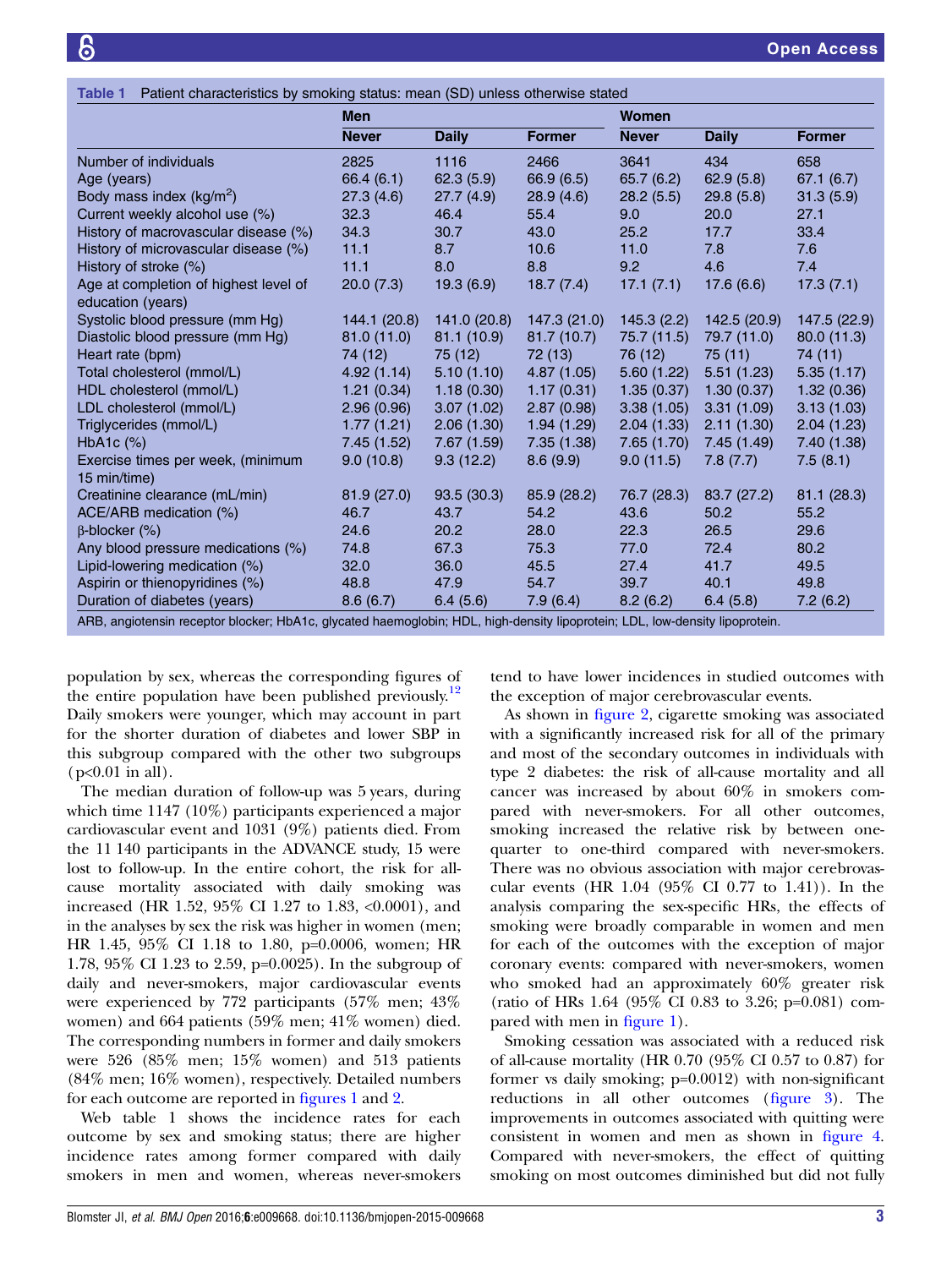**Table 1** Patient characteristics by smoking status: mean (SD) unless otherwise stated

| | Men | | | Women | | |
|---|---|---|---|---|---|---|
| | Never | Daily | Former | Never | Daily | Former |
| Number of individuals | 2825 | 1116 | 2466 | 3641 | 434 | 658 |
| Age (years) | 66.4 (6.1) | 62.3 (5.9) | 66.9 (6.5) | 65.7 (6.2) | 62.9 (5.8) | 67.1 (6.7) |
| Body mass index (kg/m$^2$) | 27.3 (4.6) | 27.7 (4.9) | 28.9 (4.6) | 28.2 (5.5) | 29.8 (5.8) | 31.3 (5.9) |
| Current weekly alcohol use (%) | 32.3 | 46.4 | 55.4 | 9.0 | 20.0 | 27.1 |
| History of macrovascular disease (%) | 34.3 | 30.7 | 43.0 | 25.2 | 17.7 | 33.4 |
| History of microvascular disease (%) | 11.1 | 8.7 | 10.6 | 11.0 | 7.8 | 7.6 |
| History of stroke (%) | 11.1 | 8.0 | 8.8 | 9.2 | 4.6 | 7.4 |
| Age at completion of highest level of education (years) | 20.0 (7.3) | 19.3 (6.9) | 18.7 (7.4) | 17.1 (7.1) | 17.6 (6.6) | 17.3 (7.1) |
| Systolic blood pressure (mm Hg) | 144.1 (20.8) | 141.0 (20.8) | 147.3 (21.0) | 145.3 (2.2) | 142.5 (20.9) | 147.5 (22.9) |
| Diastolic blood pressure (mm Hg) | 81.0 (11.0) | 81.1 (10.9) | 81.7 (10.7) | 75.7 (11.5) | 79.7 (11.0) | 80.0 (11.3) |
| Heart rate (bpm) | 74 (12) | 75 (12) | 72 (13) | 76 (12) | 75 (11) | 74 (11) |
| Total cholesterol (mmol/L) | 4.92 (1.14) | 5.10 (1.10) | 4.87 (1.05) | 5.60 (1.22) | 5.51 (1.23) | 5.35 (1.17) |
| HDL cholesterol (mmol/L) | 1.21 (0.34) | 1.18 (0.30) | 1.17 (0.31) | 1.35 (0.37) | 1.30 (0.37) | 1.32 (0.36) |
| LDL cholesterol (mmol/L) | 2.96 (0.96) | 3.07 (1.02) | 2.87 (0.98) | 3.38 (1.05) | 3.31 (1.09) | 3.13 (1.03) |
| Triglycerides (mmol/L) | 1.77 (1.21) | 2.06 (1.30) | 1.94 (1.29) | 2.04 (1.33) | 2.11 (1.30) | 2.04 (1.23) |
| HbA1c (%) | 7.45 (1.52) | 7.67 (1.59) | 7.35 (1.38) | 7.65 (1.70) | 7.45 (1.49) | 7.40 (1.38) |
| Exercise times per week, (minimum 15 min/time) | 9.0 (10.8) | 9.3 (12.2) | 8.6 (9.9) | 9.0 (11.5) | 7.8 (7.7) | 7.5 (8.1) |
| Creatinine clearance (mL/min) | 81.9 (27.0) | 93.5 (30.3) | 85.9 (28.2) | 76.7 (28.3) | 83.7 (27.2) | 81.1 (28.3) |
| ACE/ARB medication (%) | 46.7 | 43.7 | 54.2 | 43.6 | 50.2 | 55.2 |
| β-blocker (%) | 24.6 | 20.2 | 28.0 | 22.3 | 26.5 | 29.6 |
| Any blood pressure medications (%) | 74.8 | 67.3 | 75.3 | 77.0 | 72.4 | 80.2 |
| Lipid-lowering medication (%) | 32.0 | 36.0 | 45.5 | 27.4 | 41.7 | 49.5 |
| Aspirin or thienopyridines (%) | 48.8 | 47.9 | 54.7 | 39.7 | 40.1 | 49.8 |
| Duration of diabetes (years) | 8.6 (6.7) | 6.4 (5.6) | 7.9 (6.4) | 8.2 (6.2) | 6.4 (5.8) | 7.2 (6.2) |

ARB, angiotensin receptor blocker; HbA1c, glycated haemoglobin; HDL, high-density lipoprotein; LDL, low-density lipoprotein.

population by sex, whereas the corresponding figures of the entire population have been published previously.[12] Daily smokers were younger, which may account in part for the shorter duration of diabetes and lower SBP in this subgroup compared with the other two subgroups ($p<0.01$ in all).

The median duration of follow-up was 5 years, during which time 1147 (10%) participants experienced a major cardiovascular event and 1031 (9%) patients died. From the 11 140 participants in the ADVANCE study, 15 were lost to follow-up. In the entire cohort, the risk for all-cause mortality associated with daily smoking was increased (HR 1.52, 95% CI 1.27 to 1.83, <0.0001), and in the analyses by sex the risk was higher in women (men; HR 1.45, 95% CI 1.18 to 1.80, p=0.0006, women; HR 1.78, 95% CI 1.23 to 2.59, p=0.0025). In the subgroup of daily and never-smokers, major cardiovascular events were experienced by 772 participants (57% men; 43% women) and 664 patients (59% men; 41% women) died. The corresponding numbers in former and daily smokers were 526 (85% men; 15% women) and 513 patients (84% men; 16% women), respectively. Detailed numbers for each outcome are reported in figures 1 and 2.

Web table 1 shows the incidence rates for each outcome by sex and smoking status; there are higher incidence rates among former compared with daily smokers in men and women, whereas never-smokers tend to have lower incidences in studied outcomes with the exception of major cerebrovascular events.

As shown in figure 2, cigarette smoking was associated with a significantly increased risk for all of the primary and most of the secondary outcomes in individuals with type 2 diabetes: the risk of all-cause mortality and all cancer was increased by about 60% in smokers compared with never-smokers. For all other outcomes, smoking increased the relative risk by between one-quarter to one-third compared with never-smokers. There was no obvious association with major cerebrovascular events (HR 1.04 (95% CI 0.77 to 1.41)). In the analysis comparing the sex-specific HRs, the effects of smoking were broadly comparable in women and men for each of the outcomes with the exception of major coronary events: compared with never-smokers, women who smoked had an approximately 60% greater risk (ratio of HRs 1.64 (95% CI 0.83 to 3.26; p=0.081) compared with men in figure 1).

Smoking cessation was associated with a reduced risk of all-cause mortality (HR 0.70 (95% CI 0.57 to 0.87) for former vs daily smoking; p=0.0012) with non-significant reductions in all other outcomes (figure 3). The improvements in outcomes associated with quitting were consistent in women and men as shown in figure 4. Compared with never-smokers, the effect of quitting smoking on most outcomes diminished but did not fully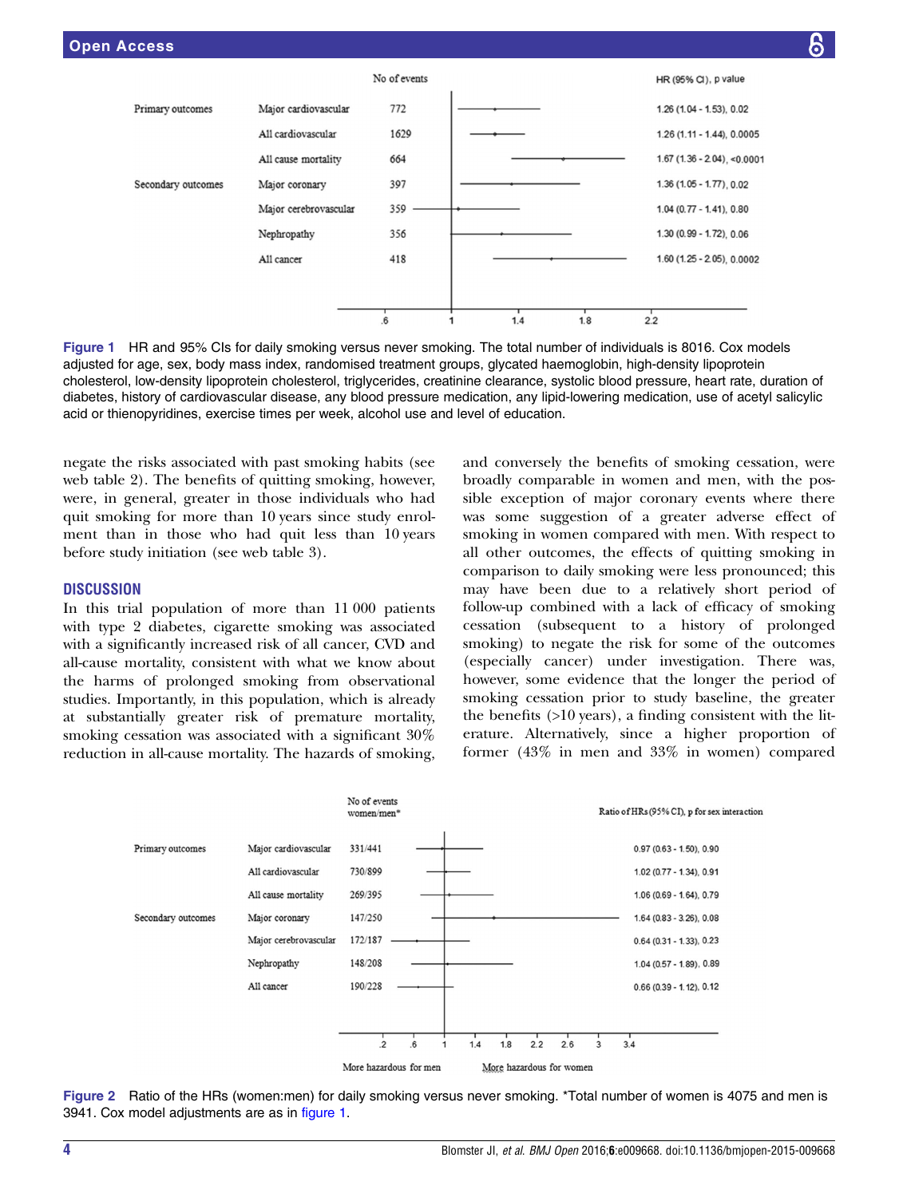| | | No of events | HR (95% CI), p value |
|---|---|---|---|
| Primary outcomes | Major cardiovascular | 772 | 1.26 (1.04 - 1.53), 0.02 |
| | All cardiovascular | 1629 | 1.26 (1.11 - 1.44), 0.0005 |
| | All cause mortality | 664 | 1.67 (1.36 - 2.04), <0.0001 |
| Secondary outcomes | Major coronary | 397 | 1.36 (1.05 - 1.77), 0.02 |
| | Major cerebrovascular | 359 | 1.04 (0.77 - 1.41), 0.80 |
| | Nephropathy | 356 | 1.30 (0.99 - 1.72), 0.06 |
| | All cancer | 418 | 1.60 (1.25 - 2.05), 0.0002 |

**Figure 1** HR and 95% CIs for daily smoking versus never smoking. The total number of individuals is 8016. Cox models adjusted for age, sex, body mass index, randomised treatment groups, glycated haemoglobin, high-density lipoprotein cholesterol, low-density lipoprotein cholesterol, triglycerides, creatinine clearance, systolic blood pressure, heart rate, duration of diabetes, history of cardiovascular disease, any blood pressure medication, any lipid-lowering medication, use of acetyl salicylic acid or thienopyridines, exercise times per week, alcohol use and level of education.

negate the risks associated with past smoking habits (see web table 2). The benefits of quitting smoking, however, were, in general, greater in those individuals who had quit smoking for more than 10 years since study enrolment than in those who had quit less than 10 years before study initiation (see web table 3).

## DISCUSSION

In this trial population of more than 11 000 patients with type 2 diabetes, cigarette smoking was associated with a significantly increased risk of all cancer, CVD and all-cause mortality, consistent with what we know about the harms of prolonged smoking from observational studies. Importantly, in this population, which is already at substantially greater risk of premature mortality, smoking cessation was associated with a significant 30% reduction in all-cause mortality. The hazards of smoking, and conversely the benefits of smoking cessation, were broadly comparable in women and men, with the possible exception of major coronary events where there was some suggestion of a greater adverse effect of smoking in women compared with men. With respect to all other outcomes, the effects of quitting smoking in comparison to daily smoking were less pronounced; this may have been due to a relatively short period of follow-up combined with a lack of efficacy of smoking cessation (subsequent to a history of prolonged smoking) to negate the risk for some of the outcomes (especially cancer) under investigation. There was, however, some evidence that the longer the period of smoking cessation prior to study baseline, the greater the benefits (>10 years), a finding consistent with the literature. Alternatively, since a higher proportion of former (43% in men and 33% in women) compared

| | | No of events women/men* | Ratio of HRs (95% CI), p for sex interaction |
|---|---|---|---|
| Primary outcomes | Major cardiovascular | 331/441 | 0.97 (0.63 - 1.50), 0.90 |
| | All cardiovascular | 730/899 | 1.02 (0.77 - 1.34), 0.91 |
| | All cause mortality | 269/395 | 1.06 (0.69 - 1.64), 0.79 |
| Secondary outcomes | Major coronary | 147/250 | 1.64 (0.83 - 3.26), 0.08 |
| | Major cerebrovascular | 172/187 | 0.64 (0.31 - 1.33), 0.23 |
| | Nephropathy | 148/208 | 1.04 (0.57 - 1.89), 0.89 |
| | All cancer | 190/228 | 0.66 (0.39 - 1.12), 0.12 |

More hazardous for men — More hazardous for women

**Figure 2** Ratio of the HRs (women:men) for daily smoking versus never smoking. *Total number of women is 4075 and men is 3941. Cox model adjustments are as in figure 1.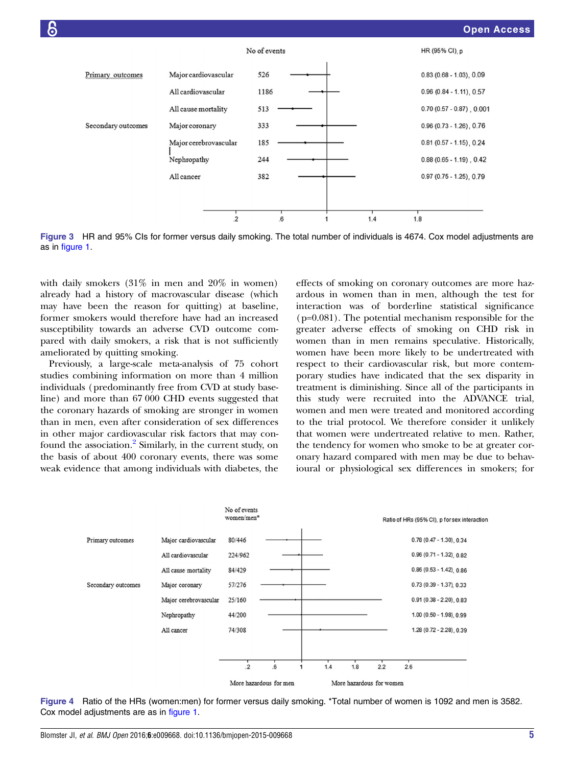| | | No of events | HR (95% CI), p |
|---|---|---|---|
| Primary outcomes | Major cardiovascular | 526 | 0.83 (0.68 - 1.03), 0.09 |
| | All cardiovascular | 1186 | 0.96 (0.84 - 1.11), 0.57 |
| | All cause mortality | 513 | 0.70 (0.57 - 0.87) , 0.001 |
| Secondary outcomes | Major coronary | 333 | 0.96 (0.73 - 1.26), 0.76 |
| | Major cerebrovascular | 185 | 0.81 (0.57 - 1.15), 0.24 |
| | Nephropathy | 244 | 0.88 (0.65 - 1.19) , 0.42 |
| | All cancer | 382 | 0.97 (0.75 - 1.25), 0.79 |

**Figure 3** HR and 95% CIs for former versus daily smoking. The total number of individuals is 4674. Cox model adjustments are as in figure 1.

with daily smokers (31% in men and 20% in women) already had a history of macrovascular disease (which may have been the reason for quitting) at baseline, former smokers would therefore have had an increased susceptibility towards an adverse CVD outcome compared with daily smokers, a risk that is not sufficiently ameliorated by quitting smoking.

Previously, a large-scale meta-analysis of 75 cohort studies combining information on more than 4 million individuals (predominantly free from CVD at study baseline) and more than 67 000 CHD events suggested that the coronary hazards of smoking are stronger in women than in men, even after consideration of sex differences in other major cardiovascular risk factors that may confound the association.[2] Similarly, in the current study, on the basis of about 400 coronary events, there was some weak evidence that among individuals with diabetes, the effects of smoking on coronary outcomes are more hazardous in women than in men, although the test for interaction was of borderline statistical significance (p=0.081). The potential mechanism responsible for the greater adverse effects of smoking on CHD risk in women than in men remains speculative. Historically, women have been more likely to be undertreated with respect to their cardiovascular risk, but more contemporary studies have indicated that the sex disparity in treatment is diminishing. Since all of the participants in this study were recruited into the ADVANCE trial, women and men were treated and monitored according to the trial protocol. We therefore consider it unlikely that women were undertreated relative to men. Rather, the tendency for women who smoke to be at greater coronary hazard compared with men may be due to behavioural or physiological sex differences in smokers; for

| | | No of events women/men* | Ratio of HRs (95% CI), p for sex interaction |
|---|---|---|---|
| Primary outcomes | Major cardiovascular | 80/446 | 0.78 (0.47 - 1.30), 0.34 |
| | All cardiovascular | 224/962 | 0.96 (0.71 - 1.32), 0.82 |
| | All cause mortality | 84/429 | 0.86 (0.53 - 1.42), 0.86 |
| Secondary outcomes | Major coronary | 57/276 | 0.73 (0.39 - 1.37), 0.33 |
| | Major cerebrovascular | 25/160 | 0.91 (0.38 - 2.20), 0.83 |
| | Nephropathy | 44/200 | 1.00 (0.50 - 1.98), 0.99 |
| | All cancer | 74/308 | 1.28 (0.72 - 2.28), 0.39 |

More hazardous for men — More hazardous for women

**Figure 4** Ratio of the HRs (women:men) for former versus daily smoking. *Total number of women is 1092 and men is 3582. Cox model adjustments are as in figure 1.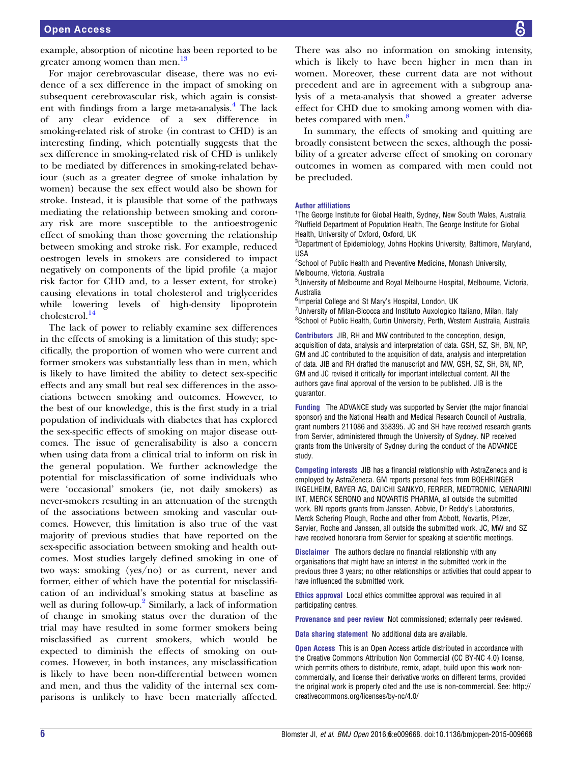example, absorption of nicotine has been reported to be greater among women than men.[13]

For major cerebrovascular disease, there was no evidence of a sex difference in the impact of smoking on subsequent cerebrovascular risk, which again is consistent with findings from a large meta-analysis.[4] The lack of any clear evidence of a sex difference in smoking-related risk of stroke (in contrast to CHD) is an interesting finding, which potentially suggests that the sex difference in smoking-related risk of CHD is unlikely to be mediated by differences in smoking-related behaviour (such as a greater degree of smoke inhalation by women) because the sex effect would also be shown for stroke. Instead, it is plausible that some of the pathways mediating the relationship between smoking and coronary risk are more susceptible to the antioestrogenic effect of smoking than those governing the relationship between smoking and stroke risk. For example, reduced oestrogen levels in smokers are considered to impact negatively on components of the lipid profile (a major risk factor for CHD and, to a lesser extent, for stroke) causing elevations in total cholesterol and triglycerides while lowering levels of high-density lipoprotein cholesterol.[14]

The lack of power to reliably examine sex differences in the effects of smoking is a limitation of this study; specifically, the proportion of women who were current and former smokers was substantially less than in men, which is likely to have limited the ability to detect sex-specific effects and any small but real sex differences in the associations between smoking and outcomes. However, to the best of our knowledge, this is the first study in a trial population of individuals with diabetes that has explored the sex-specific effects of smoking on major disease outcomes. The issue of generalisability is also a concern when using data from a clinical trial to inform on risk in the general population. We further acknowledge the potential for misclassification of some individuals who were 'occasional' smokers (ie, not daily smokers) as never-smokers resulting in an attenuation of the strength of the associations between smoking and vascular outcomes. However, this limitation is also true of the vast majority of previous studies that have reported on the sex-specific association between smoking and health outcomes. Most studies largely defined smoking in one of two ways: smoking (yes/no) or as current, never and former, either of which have the potential for misclassification of an individual's smoking status at baseline as well as during follow-up.[2] Similarly, a lack of information of change in smoking status over the duration of the trial may have resulted in some former smokers being misclassified as current smokers, which would be expected to diminish the effects of smoking on outcomes. However, in both instances, any misclassification is likely to have been non-differential between women and men, and thus the validity of the internal sex comparisons is unlikely to have been materially affected. There was also no information on smoking intensity, which is likely to have been higher in men than in women. Moreover, these current data are not without precedent and are in agreement with a subgroup analysis of a meta-analysis that showed a greater adverse effect for CHD due to smoking among women with diabetes compared with men.[8]

In summary, the effects of smoking and quitting are broadly consistent between the sexes, although the possibility of a greater adverse effect of smoking on coronary outcomes in women as compared with men could not be precluded.

**Author affiliations**
[1]The George Institute for Global Health, Sydney, New South Wales, Australia
[2]Nuffield Department of Population Health, The George Institute for Global Health, University of Oxford, Oxford, UK
[3]Department of Epidemiology, Johns Hopkins University, Baltimore, Maryland, USA
[4]School of Public Health and Preventive Medicine, Monash University, Melbourne, Victoria, Australia
[5]University of Melbourne and Royal Melbourne Hospital, Melbourne, Victoria, Australia
[6]Imperial College and St Mary's Hospital, London, UK
[7]University of Milan-Bicocca and Instituto Auxologico Italiano, Milan, Italy
[8]School of Public Health, Curtin University, Perth, Western Australia, Australia

**Contributors** JIB, RH and MW contributed to the conception, design, acquisition of data, analysis and interpretation of data. GSH, SZ, SH, BN, NP, GM and JC contributed to the acquisition of data, analysis and interpretation of data. JIB and RH drafted the manuscript and MW, GSH, SZ, SH, BN, NP, GM and JC revised it critically for important intellectual content. All the authors gave final approval of the version to be published. JIB is the guarantor.

**Funding** The ADVANCE study was supported by Servier (the major financial sponsor) and the National Health and Medical Research Council of Australia, grant numbers 211086 and 358395. JC and SH have received research grants from Servier, administered through the University of Sydney. NP received grants from the University of Sydney during the conduct of the ADVANCE study.

**Competing interests** JIB has a financial relationship with AstraZeneca and is employed by AstraZeneca. GM reports personal fees from BOEHRINGER INGELHEIM, BAYER AG, DAIICHI SANKYO, FERRER, MEDTRONIC, MENARINI INT, MERCK SERONO and NOVARTIS PHARMA, all outside the submitted work. BN reports grants from Janssen, Abbvie, Dr Reddy's Laboratories, Merck Schering Plough, Roche and other from Abbott, Novartis, Pfizer, Servier, Roche and Janssen, all outside the submitted work. JC, MW and SZ have received honoraria from Servier for speaking at scientific meetings.

**Disclaimer** The authors declare no financial relationship with any organisations that might have an interest in the submitted work in the previous three 3 years; no other relationships or activities that could appear to have influenced the submitted work.

**Ethics approval** Local ethics committee approval was required in all participating centres.

**Provenance and peer review** Not commissioned; externally peer reviewed.

**Data sharing statement** No additional data are available.

**Open Access** This is an Open Access article distributed in accordance with the Creative Commons Attribution Non Commercial (CC BY-NC 4.0) license, which permits others to distribute, remix, adapt, build upon this work non-commercially, and license their derivative works on different terms, provided the original work is properly cited and the use is non-commercial. See: http://creativecommons.org/licenses/by-nc/4.0/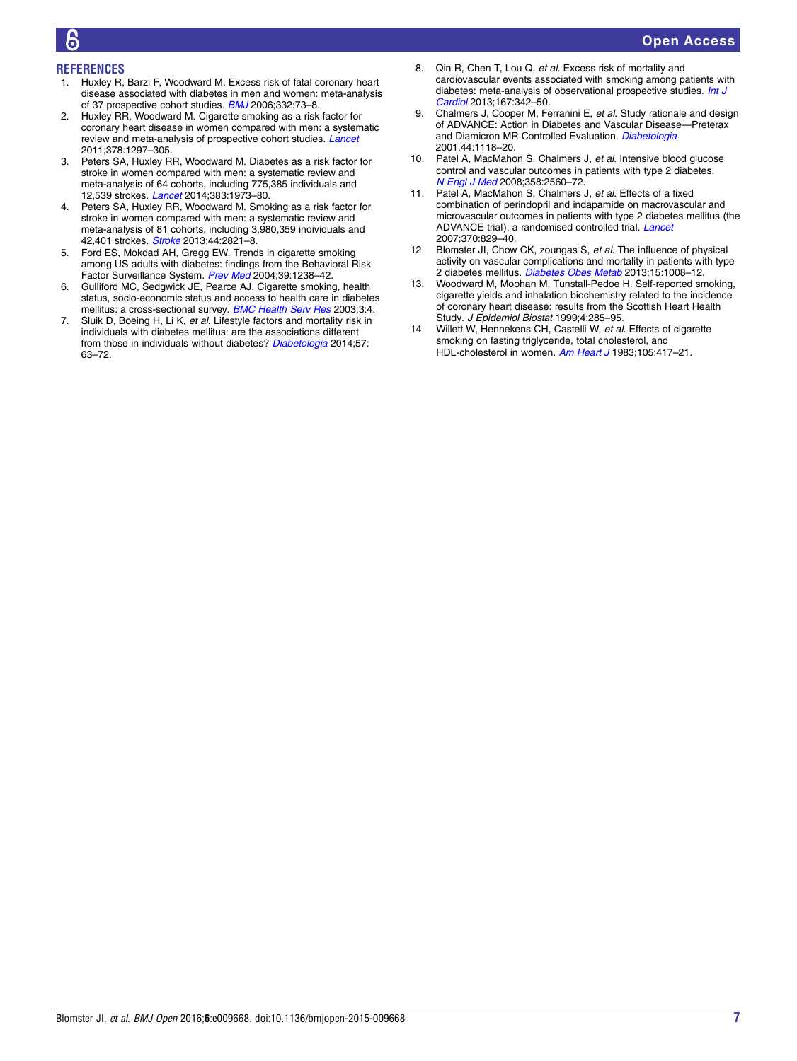## REFERENCES

1. Huxley R, Barzi F, Woodward M. Excess risk of fatal coronary heart disease associated with diabetes in men and women: meta-analysis of 37 prospective cohort studies. *BMJ* 2006;332:73–8.
2. Huxley RR, Woodward M. Cigarette smoking as a risk factor for coronary heart disease in women compared with men: a systematic review and meta-analysis of prospective cohort studies. *Lancet* 2011;378:1297–305.
3. Peters SA, Huxley RR, Woodward M. Diabetes as a risk factor for stroke in women compared with men: a systematic review and meta-analysis of 64 cohorts, including 775,385 individuals and 12,539 strokes. *Lancet* 2014;383:1973–80.
4. Peters SA, Huxley RR, Woodward M. Smoking as a risk factor for stroke in women compared with men: a systematic review and meta-analysis of 81 cohorts, including 3,980,359 individuals and 42,401 strokes. *Stroke* 2013;44:2821–8.
5. Ford ES, Mokdad AH, Gregg EW. Trends in cigarette smoking among US adults with diabetes: findings from the Behavioral Risk Factor Surveillance System. *Prev Med* 2004;39:1238–42.
6. Gulliford MC, Sedgwick JE, Pearce AJ. Cigarette smoking, health status, socio-economic status and access to health care in diabetes mellitus: a cross-sectional survey. *BMC Health Serv Res* 2003;3:4.
7. Sluik D, Boeing H, Li K, *et al*. Lifestyle factors and mortality risk in individuals with diabetes mellitus: are the associations different from those in individuals without diabetes? *Diabetologia* 2014;57:63–72.
8. Qin R, Chen T, Lou Q, *et al*. Excess risk of mortality and cardiovascular events associated with smoking among patients with diabetes: meta-analysis of observational prospective studies. *Int J Cardiol* 2013;167:342–50.
9. Chalmers J, Cooper M, Ferranini E, *et al*. Study rationale and design of ADVANCE: Action in Diabetes and Vascular Disease—Preterax and Diamicron MR Controlled Evaluation. *Diabetologia* 2001;44:1118–20.
10. Patel A, MacMahon S, Chalmers J, *et al*. Intensive blood glucose control and vascular outcomes in patients with type 2 diabetes. *N Engl J Med* 2008;358:2560–72.
11. Patel A, MacMahon S, Chalmers J, *et al*. Effects of a fixed combination of perindopril and indapamide on macrovascular and microvascular outcomes in patients with type 2 diabetes mellitus (the ADVANCE trial): a randomised controlled trial. *Lancet* 2007;370:829–40.
12. Blomster JI, Chow CK, zoungas S, *et al*. The influence of physical activity on vascular complications and mortality in patients with type 2 diabetes mellitus. *Diabetes Obes Metab* 2013;15:1008–12.
13. Woodward M, Moohan M, Tunstall-Pedoe H. Self-reported smoking, cigarette yields and inhalation biochemistry related to the incidence of coronary heart disease: results from the Scottish Heart Health Study. *J Epidemiol Biostat* 1999;4:285–95.
14. Willett W, Hennekens CH, Castelli W, *et al*. Effects of cigarette smoking on fasting triglyceride, total cholesterol, and HDL-cholesterol in women. *Am Heart J* 1983;105:417–21.